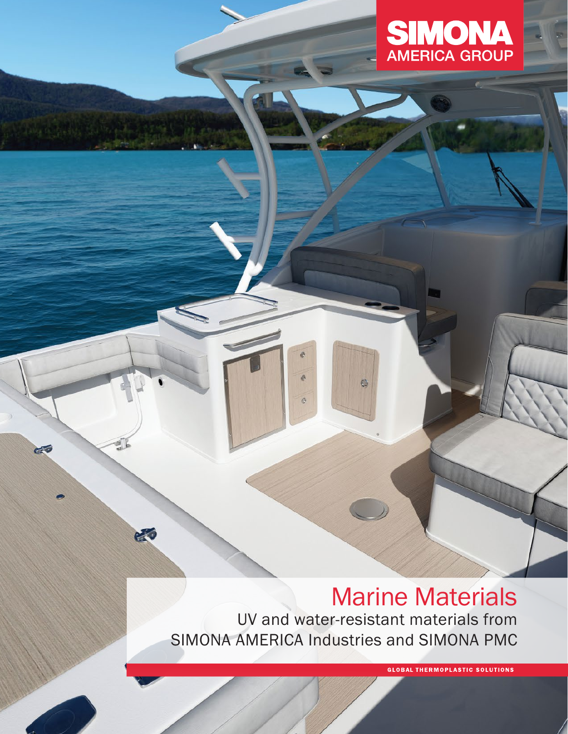SIMONA
AMERICA GROUP

# Marine Materials

UV and water-resistant materials from SIMONA AMERICA Industries and SIMONA PMC

GLOBAL THERMOPLASTIC SOLUTIONS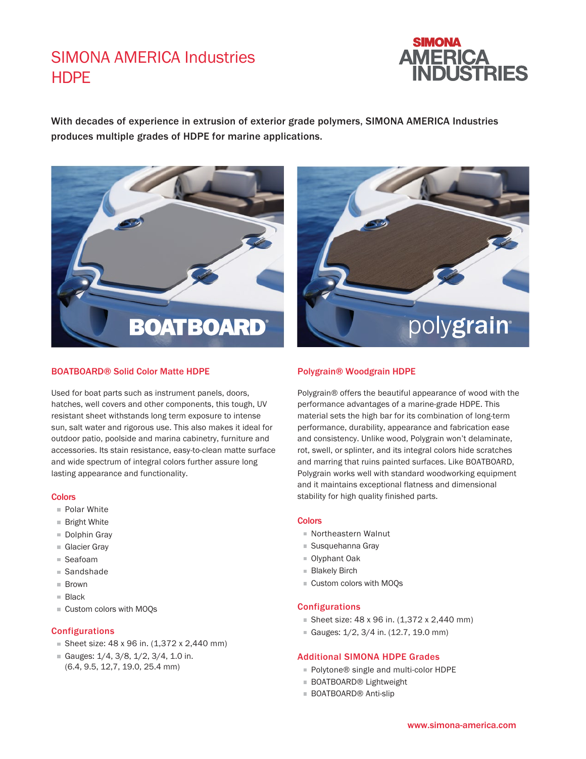# SIMONA AMERICA Industries HDPE

**With decades of experience in extrusion of exterior grade polymers, SIMONA AMERICA Industries produces multiple grades of HDPE for marine applications.**

## BOATBOARD® Solid Color Matte HDPE

Used for boat parts such as instrument panels, doors, hatches, well covers and other components, this tough, UV resistant sheet withstands long term exposure to intense sun, salt water and rigorous use. This also makes it ideal for outdoor patio, poolside and marina cabinetry, furniture and accessories. Its stain resistance, easy-to-clean matte surface and wide spectrum of integral colors further assure long lasting appearance and functionality.

### Colors

- Polar White
- Bright White
- Dolphin Gray
- Glacier Gray
- Seafoam
- Sandshade
- Brown
- Black
- Custom colors with MOQs

### Configurations

- Sheet size: 48 x 96 in. (1,372 x 2,440 mm)
- Gauges: 1/4, 3/8, 1/2, 3/4, 1.0 in. (6.4, 9.5, 12,7, 19.0, 25.4 mm)

## Polygrain® Woodgrain HDPE

Polygrain® offers the beautiful appearance of wood with the performance advantages of a marine-grade HDPE. This material sets the high bar for its combination of long-term performance, durability, appearance and fabrication ease and consistency. Unlike wood, Polygrain won't delaminate, rot, swell, or splinter, and its integral colors hide scratches and marring that ruins painted surfaces. Like BOATBOARD, Polygrain works well with standard woodworking equipment and it maintains exceptional flatness and dimensional stability for high quality finished parts.

### Colors

- Northeastern Walnut
- Susquehanna Gray
- Olyphant Oak
- Blakely Birch
- Custom colors with MOQs

### Configurations

- Sheet size: 48 x 96 in. (1,372 x 2,440 mm)
- Gauges: 1/2, 3/4 in. (12.7, 19.0 mm)

### Additional SIMONA HDPE Grades

- Polytone® single and multi-color HDPE
- BOATBOARD® Lightweight
- BOATBOARD® Anti-slip

www.simona-america.com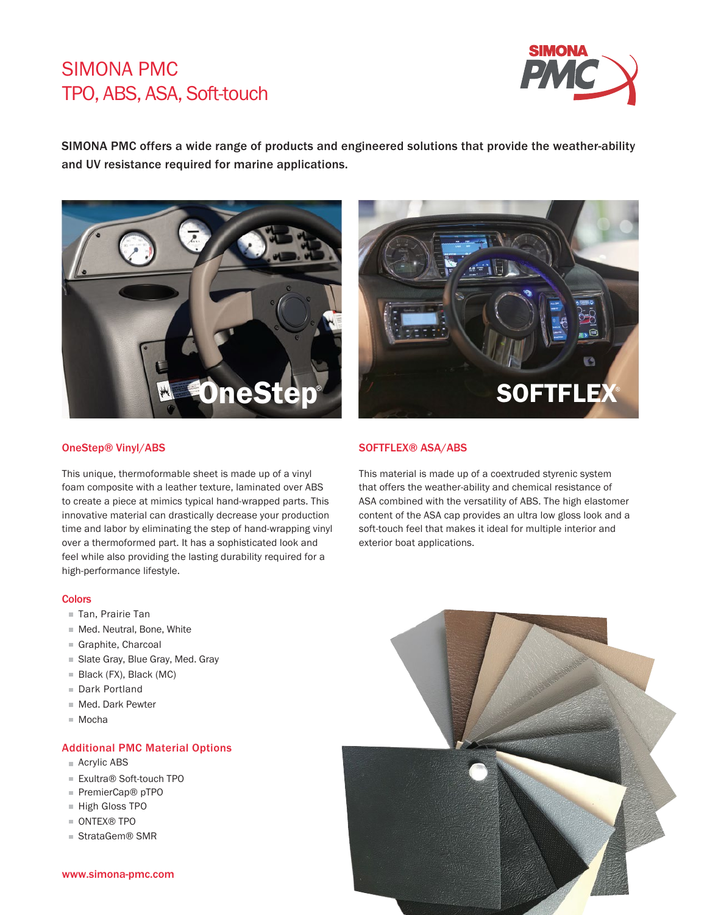# SIMONA PMC
# TPO, ABS, ASA, Soft-touch

SIMONA PMC offers a wide range of products and engineered solutions that provide the weather-ability and UV resistance required for marine applications.

### OneStep® Vinyl/ABS

This unique, thermoformable sheet is made up of a vinyl foam composite with a leather texture, laminated over ABS to create a piece at mimics typical hand-wrapped parts. This innovative material can drastically decrease your production time and labor by eliminating the step of hand-wrapping vinyl over a thermoformed part. It has a sophisticated look and feel while also providing the lasting durability required for a high-performance lifestyle.

### Colors

- Tan, Prairie Tan
- Med. Neutral, Bone, White
- Graphite, Charcoal
- Slate Gray, Blue Gray, Med. Gray
- Black (FX), Black (MC)
- Dark Portland
- Med. Dark Pewter
- Mocha

### Additional PMC Material Options

- Acrylic ABS
- Exultra® Soft-touch TPO
- PremierCap® pTPO
- High Gloss TPO
- ONTEX® TPO
- StrataGem® SMR

### SOFTFLEX® ASA/ABS

This material is made up of a coextruded styrenic system that offers the weather-ability and chemical resistance of ASA combined with the versatility of ABS. The high elastomer content of the ASA cap provides an ultra low gloss look and a soft-touch feel that makes it ideal for multiple interior and exterior boat applications.

www.simona-pmc.com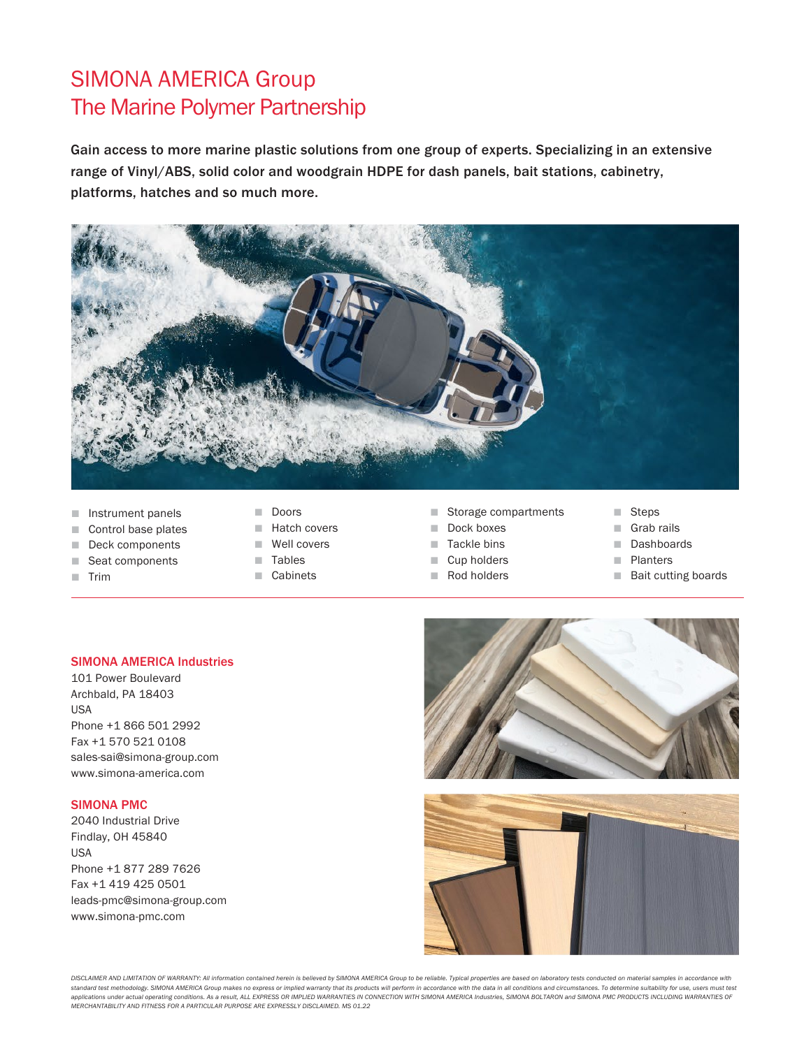# SIMONA AMERICA Group
## The Marine Polymer Partnership

**Gain access to more marine plastic solutions from one group of experts. Specializing in an extensive range of Vinyl/ABS, solid color and woodgrain HDPE for dash panels, bait stations, cabinetry, platforms, hatches and so much more.**

- Instrument panels
- Control base plates
- Deck components
- Seat components
- Trim
- Doors
- Hatch covers
- Well covers
- Tables
- Cabinets
- Storage compartments
- Dock boxes
- Tackle bins
- Cup holders
- Rod holders
- Steps
- Grab rails
- Dashboards
- Planters
- Bait cutting boards

---

**SIMONA AMERICA Industries**
101 Power Boulevard
Archbald, PA 18403
USA
Phone +1 866 501 2992
Fax +1 570 521 0108
sales-sai@simona-group.com
www.simona-america.com

**SIMONA PMC**
2040 Industrial Drive
Findlay, OH 45840
USA
Phone +1 877 289 7626
Fax +1 419 425 0501
leads-pmc@simona-group.com
www.simona-pmc.com

*DISCLAIMER AND LIMITATION OF WARRANTY: All information contained herein is believed by SIMONA AMERICA Group to be reliable. Typical properties are based on laboratory tests conducted on material samples in accordance with standard test methodology. SIMONA AMERICA Group makes no express or implied warranty that its products will perform in accordance with the data in all conditions and circumstances. To determine suitability for use, users must test applications under actual operating conditions. As a result, ALL EXPRESS OR IMPLIED WARRANTIES IN CONNECTION WITH SIMONA AMERICA Industries, SIMONA BOLTARON and SIMONA PMC PRODUCTS INCLUDING WARRANTIES OF MERCHANTABILITY AND FITNESS FOR A PARTICULAR PURPOSE ARE EXPRESSLY DISCLAIMED. MS 01.22*